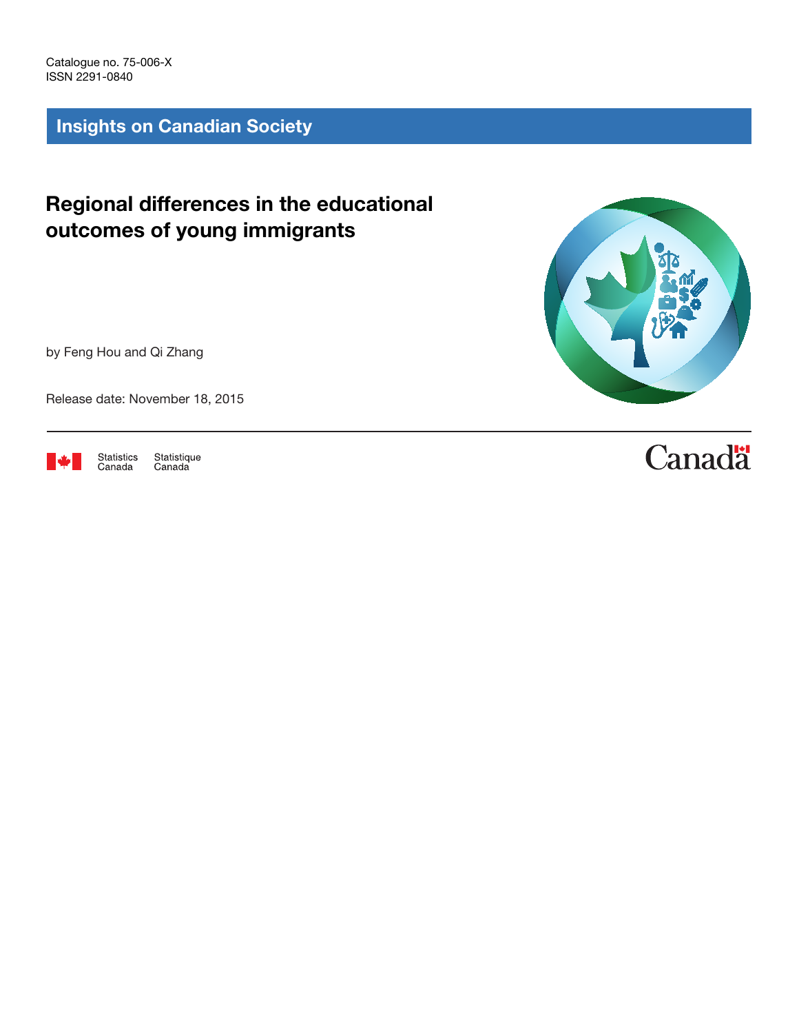Catalogue no. 75-006-X
ISSN 2291-0840

## Insights on Canadian Society

# Regional differences in the educational outcomes of young immigrants

by Feng Hou and Qi Zhang

Release date: November 18, 2015

Statistics Canada Statistique Canada

Canada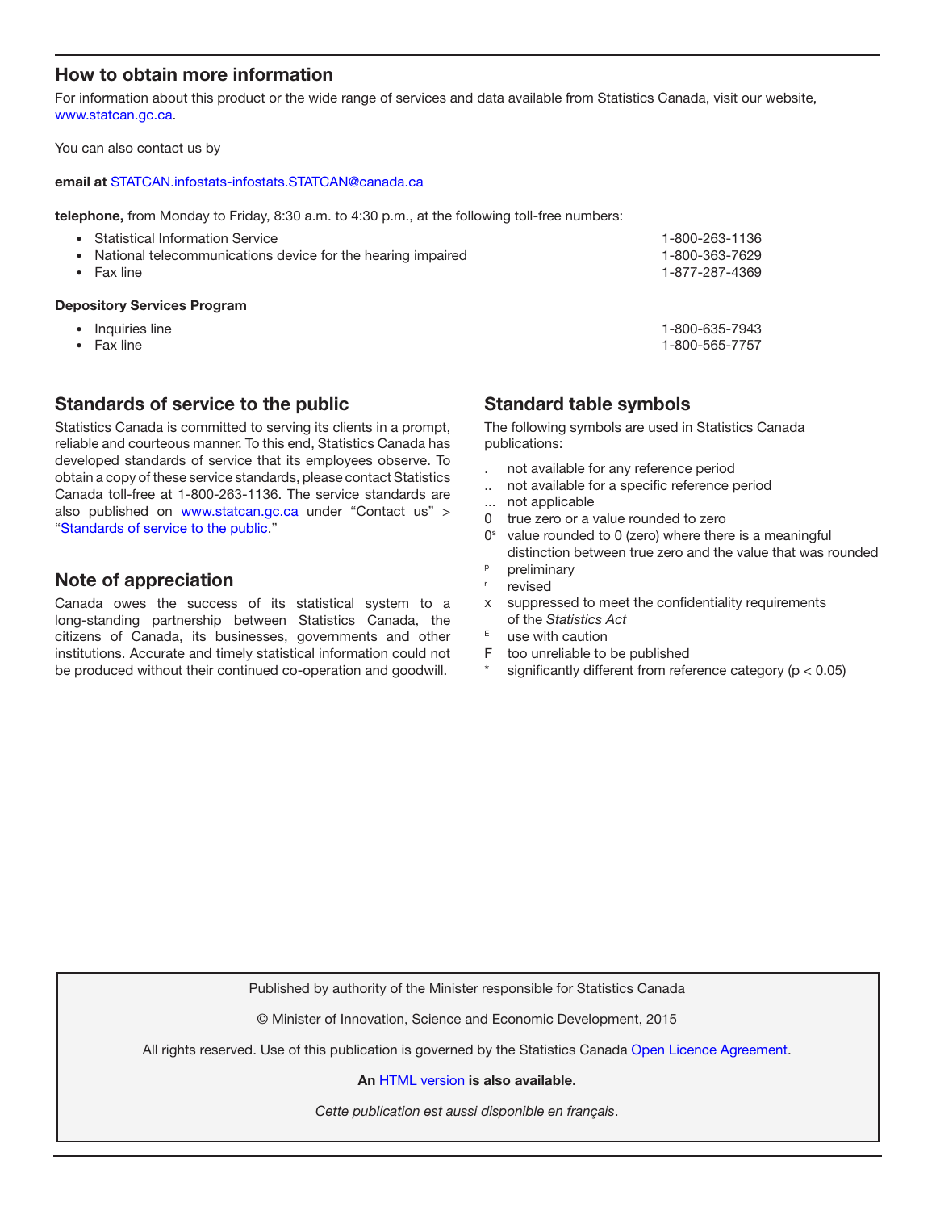## How to obtain more information

For information about this product or the wide range of services and data available from Statistics Canada, visit our website, www.statcan.gc.ca.

You can also contact us by

**email at** STATCAN.infostats-infostats.STATCAN@canada.ca

**telephone,** from Monday to Friday, 8:30 a.m. to 4:30 p.m., at the following toll-free numbers:

- Statistical Information Service 1-800-263-1136
- National telecommunications device for the hearing impaired 1-800-363-7629
- Fax line 1-877-287-4369

**Depository Services Program**

- Inquiries line 1-800-635-7943
- Fax line 1-800-565-7757

## Standards of service to the public

Statistics Canada is committed to serving its clients in a prompt, reliable and courteous manner. To this end, Statistics Canada has developed standards of service that its employees observe. To obtain a copy of these service standards, please contact Statistics Canada toll-free at 1-800-263-1136. The service standards are also published on www.statcan.gc.ca under "Contact us" > "Standards of service to the public."

## Note of appreciation

Canada owes the success of its statistical system to a long-standing partnership between Statistics Canada, the citizens of Canada, its businesses, governments and other institutions. Accurate and timely statistical information could not be produced without their continued co-operation and goodwill.

## Standard table symbols

The following symbols are used in Statistics Canada publications:

- . not available for any reference period
- .. not available for a specific reference period
- ... not applicable
- 0 true zero or a value rounded to zero
- $0^s$ value rounded to 0 (zero) where there is a meaningful distinction between true zero and the value that was rounded
- $^p$ preliminary
- $^r$ revised
- x suppressed to meet the confidentiality requirements of the *Statistics Act*
- $^E$ use with caution
- F too unreliable to be published
- \* significantly different from reference category ($p < 0.05$)

Published by authority of the Minister responsible for Statistics Canada

© Minister of Innovation, Science and Economic Development, 2015

All rights reserved. Use of this publication is governed by the Statistics Canada Open Licence Agreement.

**An HTML version is also available.**

*Cette publication est aussi disponible en français*.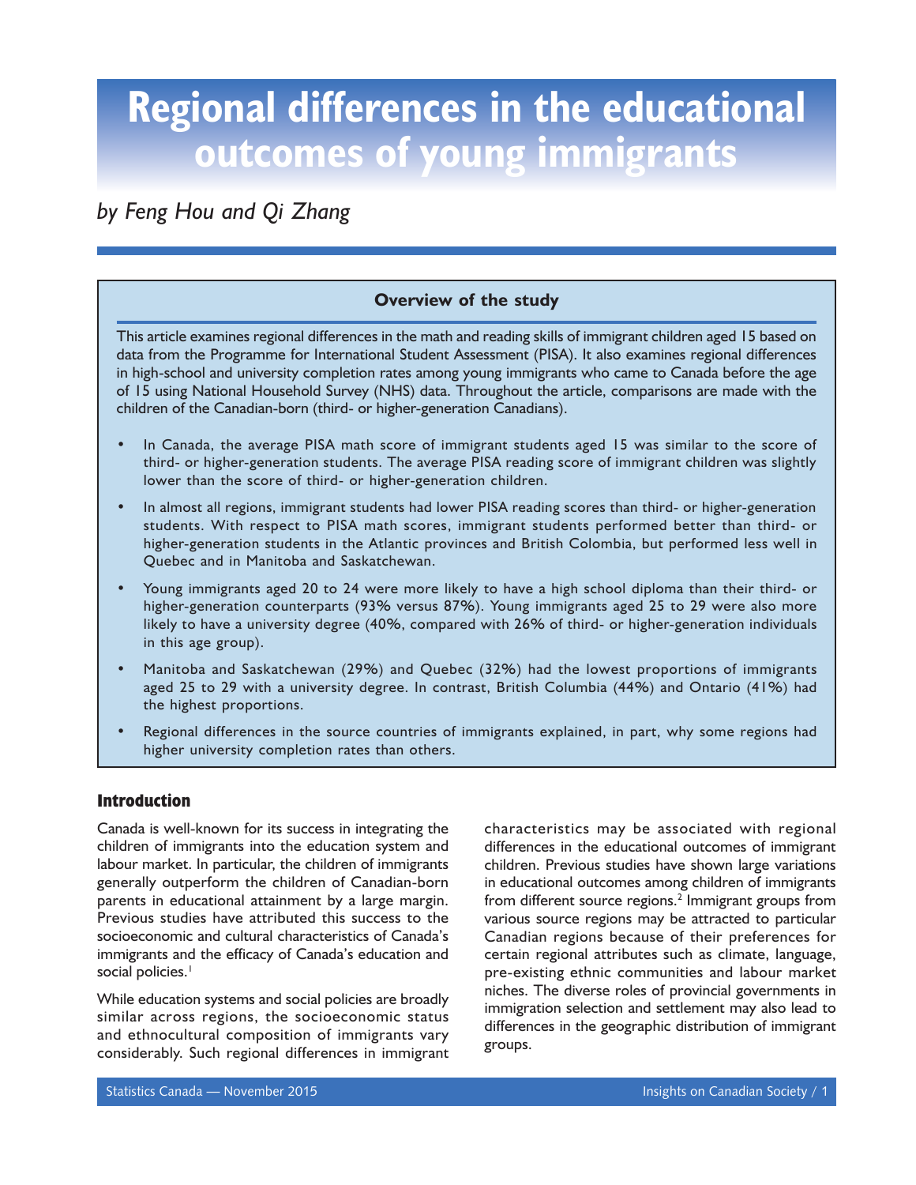# Regional differences in the educational outcomes of young immigrants

*by Feng Hou and Qi Zhang*

**Overview of the study**

This article examines regional differences in the math and reading skills of immigrant children aged 15 based on data from the Programme for International Student Assessment (PISA). It also examines regional differences in high-school and university completion rates among young immigrants who came to Canada before the age of 15 using National Household Survey (NHS) data. Throughout the article, comparisons are made with the children of the Canadian-born (third- or higher-generation Canadians).

- In Canada, the average PISA math score of immigrant students aged 15 was similar to the score of third- or higher-generation students. The average PISA reading score of immigrant children was slightly lower than the score of third- or higher-generation children.
- In almost all regions, immigrant students had lower PISA reading scores than third- or higher-generation students. With respect to PISA math scores, immigrant students performed better than third- or higher-generation students in the Atlantic provinces and British Colombia, but performed less well in Quebec and in Manitoba and Saskatchewan.
- Young immigrants aged 20 to 24 were more likely to have a high school diploma than their third- or higher-generation counterparts (93% versus 87%). Young immigrants aged 25 to 29 were also more likely to have a university degree (40%, compared with 26% of third- or higher-generation individuals in this age group).
- Manitoba and Saskatchewan (29%) and Quebec (32%) had the lowest proportions of immigrants aged 25 to 29 with a university degree. In contrast, British Columbia (44%) and Ontario (41%) had the highest proportions.
- Regional differences in the source countries of immigrants explained, in part, why some regions had higher university completion rates than others.

## Introduction

Canada is well-known for its success in integrating the children of immigrants into the education system and labour market. In particular, the children of immigrants generally outperform the children of Canadian-born parents in educational attainment by a large margin. Previous studies have attributed this success to the socioeconomic and cultural characteristics of Canada's immigrants and the efficacy of Canada's education and social policies.[1]

While education systems and social policies are broadly similar across regions, the socioeconomic status and ethnocultural composition of immigrants vary considerably. Such regional differences in immigrant characteristics may be associated with regional differences in the educational outcomes of immigrant children. Previous studies have shown large variations in educational outcomes among children of immigrants from different source regions.[2] Immigrant groups from various source regions may be attracted to particular Canadian regions because of their preferences for certain regional attributes such as climate, language, pre-existing ethnic communities and labour market niches. The diverse roles of provincial governments in immigration selection and settlement may also lead to differences in the geographic distribution of immigrant groups.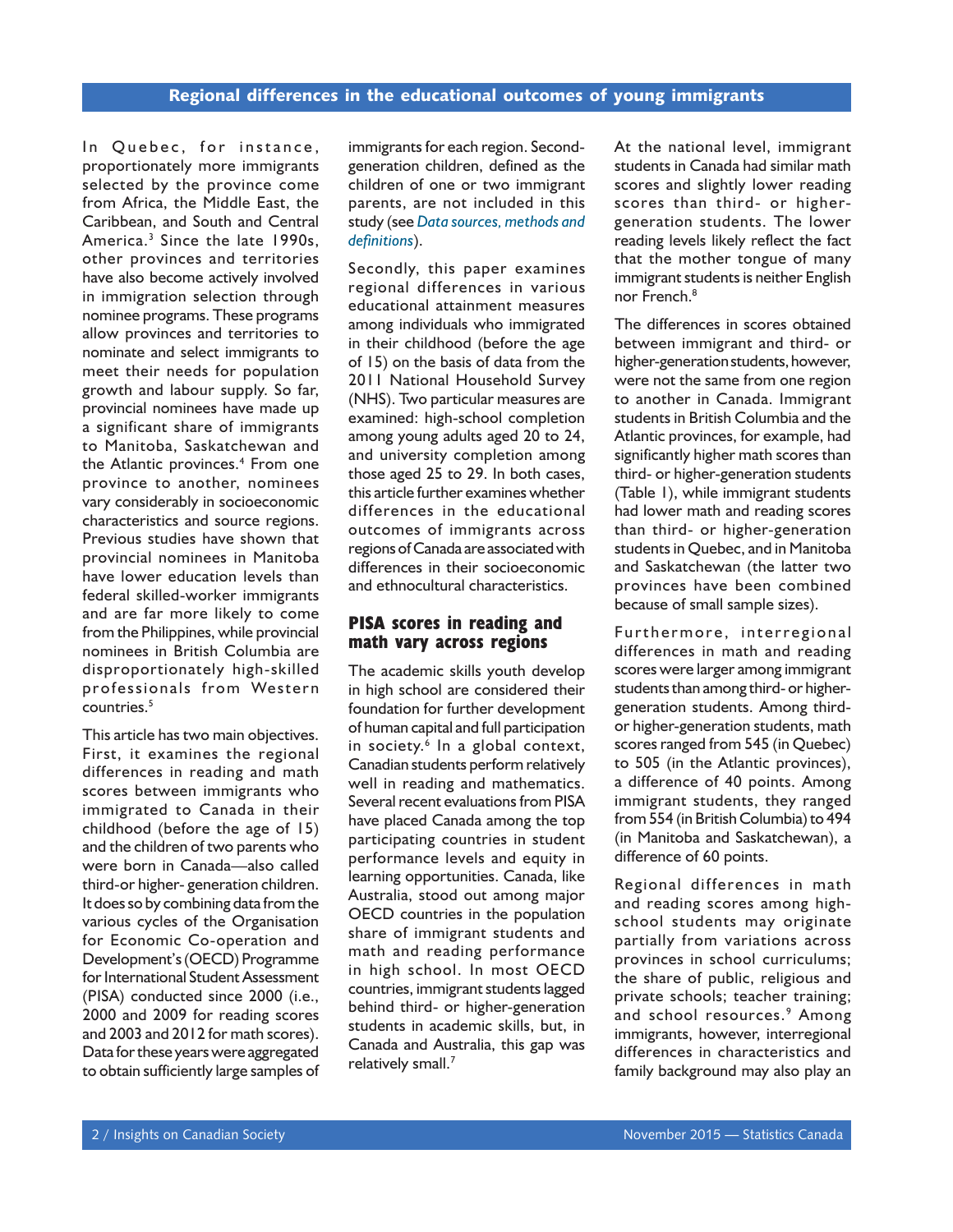In Quebec, for instance, proportionately more immigrants selected by the province come from Africa, the Middle East, the Caribbean, and South and Central America.[3] Since the late 1990s, other provinces and territories have also become actively involved in immigration selection through nominee programs. These programs allow provinces and territories to nominate and select immigrants to meet their needs for population growth and labour supply. So far, provincial nominees have made up a significant share of immigrants to Manitoba, Saskatchewan and the Atlantic provinces.[4] From one province to another, nominees vary considerably in socioeconomic characteristics and source regions. Previous studies have shown that provincial nominees in Manitoba have lower education levels than federal skilled-worker immigrants and are far more likely to come from the Philippines, while provincial nominees in British Columbia are disproportionately high-skilled professionals from Western countries.[5]

This article has two main objectives. First, it examines the regional differences in reading and math scores between immigrants who immigrated to Canada in their childhood (before the age of 15) and the children of two parents who were born in Canada—also called third-or higher- generation children. It does so by combining data from the various cycles of the Organisation for Economic Co-operation and Development's (OECD) Programme for International Student Assessment (PISA) conducted since 2000 (i.e., 2000 and 2009 for reading scores and 2003 and 2012 for math scores). Data for these years were aggregated to obtain sufficiently large samples of immigrants for each region. Second-generation children, defined as the children of one or two immigrant parents, are not included in this study (see *Data sources, methods and definitions*).

Secondly, this paper examines regional differences in various educational attainment measures among individuals who immigrated in their childhood (before the age of 15) on the basis of data from the 2011 National Household Survey (NHS). Two particular measures are examined: high-school completion among young adults aged 20 to 24, and university completion among those aged 25 to 29. In both cases, this article further examines whether differences in the educational outcomes of immigrants across regions of Canada are associated with differences in their socioeconomic and ethnocultural characteristics.

## PISA scores in reading and math vary across regions

The academic skills youth develop in high school are considered their foundation for further development of human capital and full participation in society.[6] In a global context, Canadian students perform relatively well in reading and mathematics. Several recent evaluations from PISA have placed Canada among the top participating countries in student performance levels and equity in learning opportunities. Canada, like Australia, stood out among major OECD countries in the population share of immigrant students and math and reading performance in high school. In most OECD countries, immigrant students lagged behind third- or higher-generation students in academic skills, but, in Canada and Australia, this gap was relatively small.[7]

At the national level, immigrant students in Canada had similar math scores and slightly lower reading scores than third- or higher-generation students. The lower reading levels likely reflect the fact that the mother tongue of many immigrant students is neither English nor French.[8]

The differences in scores obtained between immigrant and third- or higher-generation students, however, were not the same from one region to another in Canada. Immigrant students in British Columbia and the Atlantic provinces, for example, had significantly higher math scores than third- or higher-generation students (Table 1), while immigrant students had lower math and reading scores than third- or higher-generation students in Quebec, and in Manitoba and Saskatchewan (the latter two provinces have been combined because of small sample sizes).

Furthermore, interregional differences in math and reading scores were larger among immigrant students than among third- or higher-generation students. Among third- or higher-generation students, math scores ranged from 545 (in Quebec) to 505 (in the Atlantic provinces), a difference of 40 points. Among immigrant students, they ranged from 554 (in British Columbia) to 494 (in Manitoba and Saskatchewan), a difference of 60 points.

Regional differences in math and reading scores among high-school students may originate partially from variations across provinces in school curriculums; the share of public, religious and private schools; teacher training; and school resources.[9] Among immigrants, however, interregional differences in characteristics and family background may also play an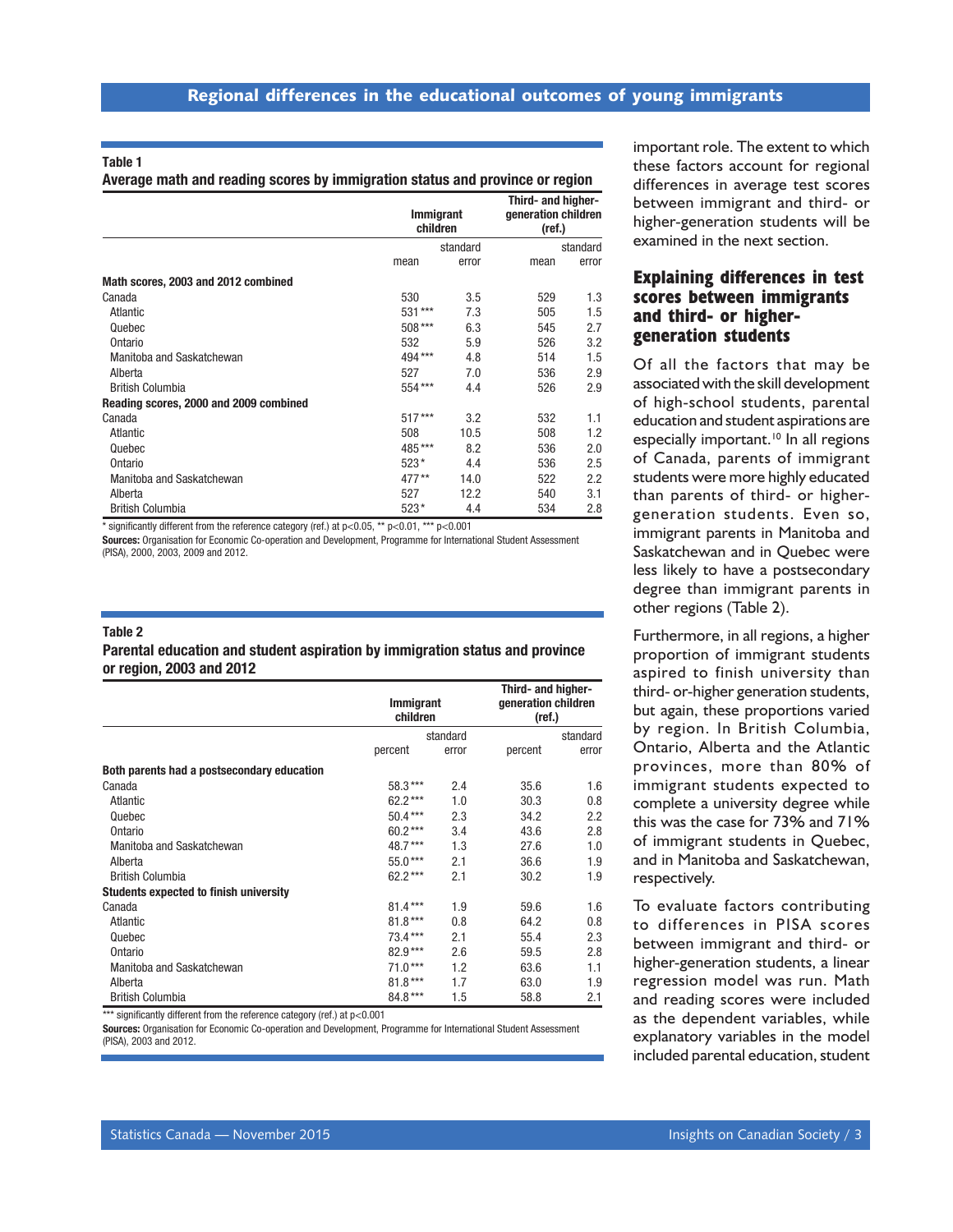**Table 1**
**Average math and reading scores by immigration status and province or region**

| | Immigrant children | | Third- and higher-generation children (ref.) | |
|---|---|---|---|---|
| | mean | standard error | mean | standard error |
| **Math scores, 2003 and 2012 combined** | | | | |
| Canada | 530 | 3.5 | 529 | 1.3 |
| Atlantic | 531*** | 7.3 | 505 | 1.5 |
| Quebec | 508*** | 6.3 | 545 | 2.7 |
| Ontario | 532 | 5.9 | 526 | 3.2 |
| Manitoba and Saskatchewan | 494*** | 4.8 | 514 | 1.5 |
| Alberta | 527 | 7.0 | 536 | 2.9 |
| British Columbia | 554*** | 4.4 | 526 | 2.9 |
| **Reading scores, 2000 and 2009 combined** | | | | |
| Canada | 517*** | 3.2 | 532 | 1.1 |
| Atlantic | 508 | 10.5 | 508 | 1.2 |
| Quebec | 485*** | 8.2 | 536 | 2.0 |
| Ontario | 523* | 4.4 | 536 | 2.5 |
| Manitoba and Saskatchewan | 477** | 14.0 | 522 | 2.2 |
| Alberta | 527 | 12.2 | 540 | 3.1 |
| British Columbia | 523* | 4.4 | 534 | 2.8 |

\* significantly different from the reference category (ref.) at $p<0.05$, ** $p<0.01$, *** $p<0.001$

**Sources:** Organisation for Economic Co-operation and Development, Programme for International Student Assessment (PISA), 2000, 2003, 2009 and 2012.

**Table 2**
**Parental education and student aspiration by immigration status and province or region, 2003 and 2012**

| | Immigrant children | | Third- and higher-generation children (ref.) | |
|---|---|---|---|---|
| | percent | standard error | percent | standard error |
| **Both parents had a postsecondary education** | | | | |
| Canada | 58.3*** | 2.4 | 35.6 | 1.6 |
| Atlantic | 62.2*** | 1.0 | 30.3 | 0.8 |
| Quebec | 50.4*** | 2.3 | 34.2 | 2.2 |
| Ontario | 60.2*** | 3.4 | 43.6 | 2.8 |
| Manitoba and Saskatchewan | 48.7*** | 1.3 | 27.6 | 1.0 |
| Alberta | 55.0*** | 2.1 | 36.6 | 1.9 |
| British Columbia | 62.2*** | 2.1 | 30.2 | 1.9 |
| **Students expected to finish university** | | | | |
| Canada | 81.4*** | 1.9 | 59.6 | 1.6 |
| Atlantic | 81.8*** | 0.8 | 64.2 | 0.8 |
| Quebec | 73.4*** | 2.1 | 55.4 | 2.3 |
| Ontario | 82.9*** | 2.6 | 59.5 | 2.8 |
| Manitoba and Saskatchewan | 71.0*** | 1.2 | 63.6 | 1.1 |
| Alberta | 81.8*** | 1.7 | 63.0 | 1.9 |
| British Columbia | 84.8*** | 1.5 | 58.8 | 2.1 |

*** significantly different from the reference category (ref.) at $p<0.001$

**Sources:** Organisation for Economic Co-operation and Development, Programme for International Student Assessment (PISA), 2003 and 2012.

important role. The extent to which these factors account for regional differences in average test scores between immigrant and third- or higher-generation students will be examined in the next section.

## Explaining differences in test scores between immigrants and third- or higher-generation students

Of all the factors that may be associated with the skill development of high-school students, parental education and student aspirations are especially important.[10] In all regions of Canada, parents of immigrant students were more highly educated than parents of third- or higher-generation students. Even so, immigrant parents in Manitoba and Saskatchewan and in Quebec were less likely to have a postsecondary degree than immigrant parents in other regions (Table 2).

Furthermore, in all regions, a higher proportion of immigrant students aspired to finish university than third-or-higher generation students, but again, these proportions varied by region. In British Columbia, Ontario, Alberta and the Atlantic provinces, more than 80% of immigrant students expected to complete a university degree while this was the case for 73% and 71% of immigrant students in Quebec, and in Manitoba and Saskatchewan, respectively.

To evaluate factors contributing to differences in PISA scores between immigrant and third- or higher-generation students, a linear regression model was run. Math and reading scores were included as the dependent variables, while explanatory variables in the model included parental education, student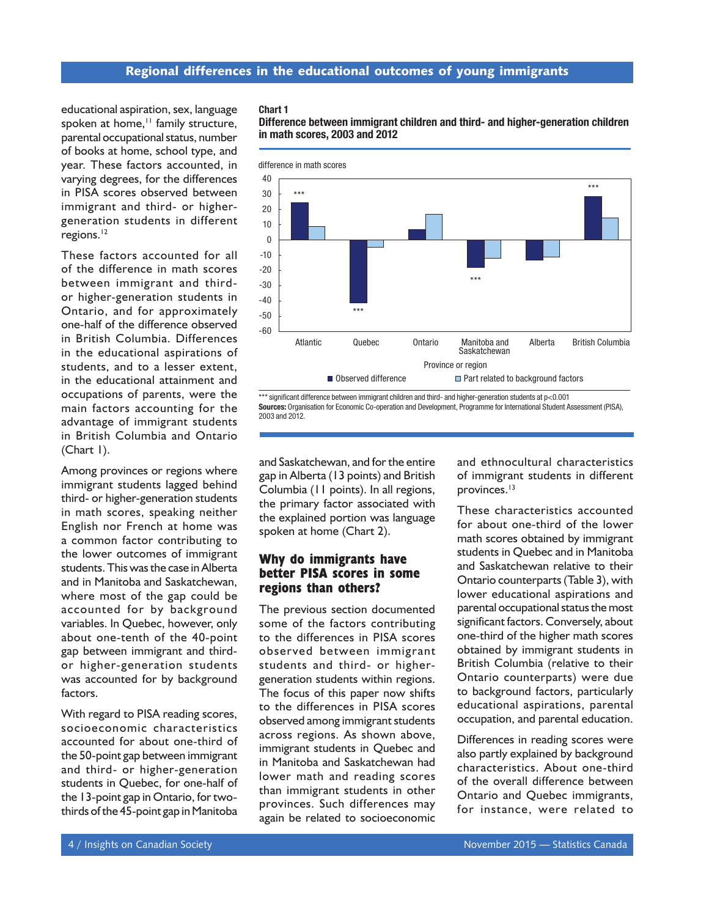educational aspiration, sex, language spoken at home,[11] family structure, parental occupational status, number of books at home, school type, and year. These factors accounted, in varying degrees, for the differences in PISA scores observed between immigrant and third- or higher-generation students in different regions.[12]

These factors accounted for all of the difference in math scores between immigrant and third- or higher-generation students in Ontario, and for approximately one-half of the difference observed in British Columbia. Differences in the educational aspirations of students, and to a lesser extent, in the educational attainment and occupations of parents, were the main factors accounting for the advantage of immigrant students in British Columbia and Ontario (Chart 1).

**Chart 1**
**Difference between immigrant children and third- and higher-generation children in math scores, 2003 and 2012**

difference in math scores

40
30
20
10
0
-10
-20
-30
-40
-50
-60

Atlantic
Quebec
Ontario
Manitoba and Saskatchewan
Alberta
British Columbia

Province or region

Observed difference
Part related to background factors

*** significant difference between immigrant children and third- and higher-generation students at p<0.001
**Sources:** Organisation for Economic Co-operation and Development, Programme for International Student Assessment (PISA), 2003 and 2012.

Among provinces or regions where immigrant students lagged behind third- or higher-generation students in math scores, speaking neither English nor French at home was a common factor contributing to the lower outcomes of immigrant students. This was the case in Alberta and in Manitoba and Saskatchewan, where most of the gap could be accounted for by background variables. In Quebec, however, only about one-tenth of the 40-point gap between immigrant and third- or higher-generation students was accounted for by background factors.

With regard to PISA reading scores, socioeconomic characteristics accounted for about one-third of the 50-point gap between immigrant and third- or higher-generation students in Quebec, for one-half of the 13-point gap in Ontario, for two-thirds of the 45-point gap in Manitoba and Saskatchewan, and for the entire gap in Alberta (13 points) and British Columbia (11 points). In all regions, the primary factor associated with the explained portion was language spoken at home (Chart 2).

## Why do immigrants have better PISA scores in some regions than others?

The previous section documented some of the factors contributing to the differences in PISA scores observed between immigrant students and third- or higher-generation students within regions. The focus of this paper now shifts to the differences in PISA scores observed among immigrant students across regions. As shown above, immigrant students in Quebec and in Manitoba and Saskatchewan had lower math and reading scores than immigrant students in other provinces. Such differences may again be related to socioeconomic and ethnocultural characteristics of immigrant students in different provinces.[13]

These characteristics accounted for about one-third of the lower math scores obtained by immigrant students in Quebec and in Manitoba and Saskatchewan relative to their Ontario counterparts (Table 3), with lower educational aspirations and parental occupational status the most significant factors. Conversely, about one-third of the higher math scores obtained by immigrant students in British Columbia (relative to their Ontario counterparts) were due to background factors, particularly educational aspirations, parental occupation, and parental education.

Differences in reading scores were also partly explained by background characteristics. About one-third of the overall difference between Ontario and Quebec immigrants, for instance, were related to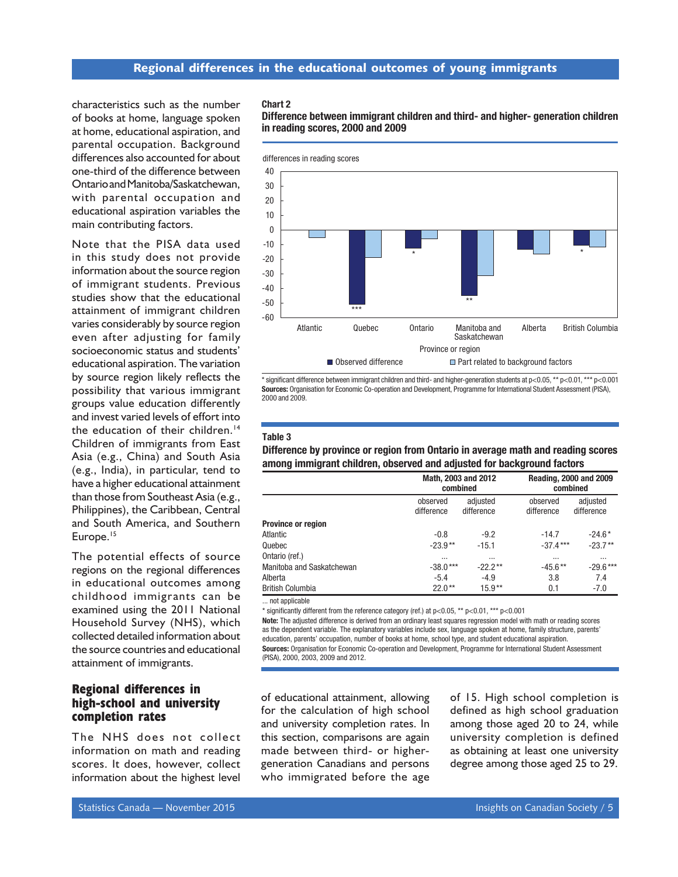characteristics such as the number of books at home, language spoken at home, educational aspiration, and parental occupation. Background differences also accounted for about one-third of the difference between Ontario and Manitoba/Saskatchewan, with parental occupation and educational aspiration variables the main contributing factors.

Note that the PISA data used in this study does not provide information about the source region of immigrant students. Previous studies show that the educational attainment of immigrant children varies considerably by source region even after adjusting for family socioeconomic status and students' educational aspiration. The variation by source region likely reflects the possibility that various immigrant groups value education differently and invest varied levels of effort into the education of their children.[14] Children of immigrants from East Asia (e.g., China) and South Asia (e.g., India), in particular, tend to have a higher educational attainment than those from Southeast Asia (e.g., Philippines), the Caribbean, Central and South America, and Southern Europe.[15]

The potential effects of source regions on the regional differences in educational outcomes among childhood immigrants can be examined using the 2011 National Household Survey (NHS), which collected detailed information about the source countries and educational attainment of immigrants.

**Chart 2**
**Difference between immigrant children and third- and higher- generation children in reading scores, 2000 and 2009**

differences in reading scores

40
30
20
10
0
-10
-20
-30
-40
-50
-60

Atlantic
Quebec ***
Ontario *
Manitoba and Saskatchewan **
Alberta
British Columbia *

Province or region

■ Observed difference □ Part related to background factors

* significant difference between immigrant children and third- and higher-generation students at p<0.05, ** p<0.01, *** p<0.001
**Sources:** Organisation for Economic Co-operation and Development, Programme for International Student Assessment (PISA), 2000 and 2009.

**Table 3**
**Difference by province or region from Ontario in average math and reading scores among immigrant children, observed and adjusted for background factors**

| | Math, 2003 and 2012 combined | | Reading, 2000 and 2009 combined | |
|---|---|---|---|---|
| | observed difference | adjusted difference | observed difference | adjusted difference |
| **Province or region** | | | | |
| Atlantic | -0.8 | -9.2 | -14.7 | -24.6* |
| Quebec | -23.9** | -15.1 | -37.4*** | -23.7** |
| Ontario (ref.) | ... | ... | ... | ... |
| Manitoba and Saskatchewan | -38.0*** | -22.2** | -45.6** | -29.6*** |
| Alberta | -5.4 | -4.9 | 3.8 | 7.4 |
| British Columbia | 22.0** | 15.9** | 0.1 | -7.0 |

... not applicable
* significantly different from the reference category (ref.) at p<0.05, ** p<0.01, *** p<0.001
**Note:** The adjusted difference is derived from an ordinary least squares regression model with math or reading scores as the dependent variable. The explanatory variables include sex, language spoken at home, family structure, parents' education, parents' occupation, number of books at home, school type, and student educational aspiration.
**Sources:** Organisation for Economic Co-operation and Development, Programme for International Student Assessment (PISA), 2000, 2003, 2009 and 2012.

## Regional differences in high-school and university completion rates

The NHS does not collect information on math and reading scores. It does, however, collect information about the highest level of educational attainment, allowing for the calculation of high school and university completion rates. In this section, comparisons are again made between third- or higher-generation Canadians and persons who immigrated before the age of 15. High school completion is defined as high school graduation among those aged 20 to 24, while university completion is defined as obtaining at least one university degree among those aged 25 to 29.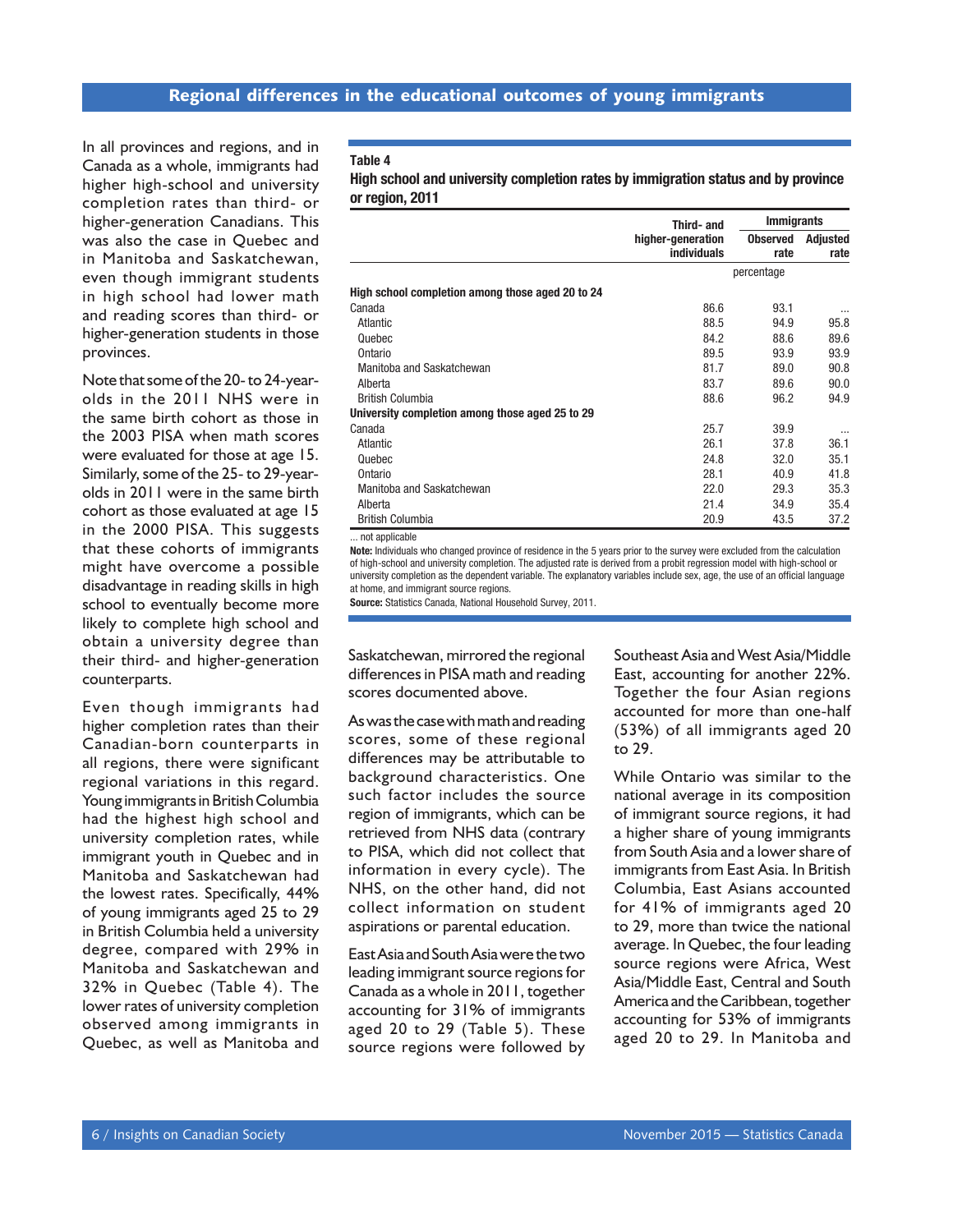In all provinces and regions, and in Canada as a whole, immigrants had higher high-school and university completion rates than third- or higher-generation Canadians. This was also the case in Quebec and in Manitoba and Saskatchewan, even though immigrant students in high school had lower math and reading scores than third- or higher-generation students in those provinces.

Note that some of the 20- to 24-year-olds in the 2011 NHS were in the same birth cohort as those in the 2003 PISA when math scores were evaluated for those at age 15. Similarly, some of the 25- to 29-year-olds in 2011 were in the same birth cohort as those evaluated at age 15 in the 2000 PISA. This suggests that these cohorts of immigrants might have overcome a possible disadvantage in reading skills in high school to eventually become more likely to complete high school and obtain a university degree than their third- and higher-generation counterparts.

Even though immigrants had higher completion rates than their Canadian-born counterparts in all regions, there were significant regional variations in this regard. Young immigrants in British Columbia had the highest high school and university completion rates, while immigrant youth in Manitoba and Saskatchewan had the lowest rates. Specifically, 44% of young immigrants aged 25 to 29 in British Columbia held a university degree, compared with 29% in Manitoba and Saskatchewan and 32% in Quebec (Table 4). The lower rates of university completion observed among immigrants in Quebec, as well as Manitoba and Saskatchewan, mirrored the regional differences in PISA math and reading scores documented above.

**Table 4**
**High school and university completion rates by immigration status and by province or region, 2011**

| | Third- and higher-generation individuals | Immigrants | |
|---|---|---|---|
| | | Observed rate | Adjusted rate |
| | percentage | | |
| **High school completion among those aged 20 to 24** | | | |
| Canada | 86.6 | 93.1 | ... |
| Atlantic | 88.5 | 94.9 | 95.8 |
| Quebec | 84.2 | 88.6 | 89.6 |
| Ontario | 89.5 | 93.9 | 93.9 |
| Manitoba and Saskatchewan | 81.7 | 89.0 | 90.8 |
| Alberta | 83.7 | 89.6 | 90.0 |
| British Columbia | 88.6 | 96.2 | 94.9 |
| **University completion among those aged 25 to 29** | | | |
| Canada | 25.7 | 39.9 | ... |
| Atlantic | 26.1 | 37.8 | 36.1 |
| Quebec | 24.8 | 32.0 | 35.1 |
| Ontario | 28.1 | 40.9 | 41.8 |
| Manitoba and Saskatchewan | 22.0 | 29.3 | 35.3 |
| Alberta | 21.4 | 34.9 | 35.4 |
| British Columbia | 20.9 | 43.5 | 37.2 |

... not applicable

**Note:** Individuals who changed province of residence in the 5 years prior to the survey were excluded from the calculation of high-school and university completion. The adjusted rate is derived from a probit regression model with high-school or university completion as the dependent variable. The explanatory variables include sex, age, the use of an official language at home, and immigrant source regions.

**Source:** Statistics Canada, National Household Survey, 2011.

As was the case with math and reading scores, some of these regional differences may be attributable to background characteristics. One such factor includes the source region of immigrants, which can be retrieved from NHS data (contrary to PISA, which did not collect that information in every cycle). The NHS, on the other hand, did not collect information on student aspirations or parental education.

East Asia and South Asia were the two leading immigrant source regions for Canada as a whole in 2011, together accounting for 31% of immigrants aged 20 to 29 (Table 5). These source regions were followed by Southeast Asia and West Asia/Middle East, accounting for another 22%. Together the four Asian regions accounted for more than one-half (53%) of all immigrants aged 20 to 29.

While Ontario was similar to the national average in its composition of immigrant source regions, it had a higher share of young immigrants from South Asia and a lower share of immigrants from East Asia. In British Columbia, East Asians accounted for 41% of immigrants aged 20 to 29, more than twice the national average. In Quebec, the four leading source regions were Africa, West Asia/Middle East, Central and South America and the Caribbean, together accounting for 53% of immigrants aged 20 to 29. In Manitoba and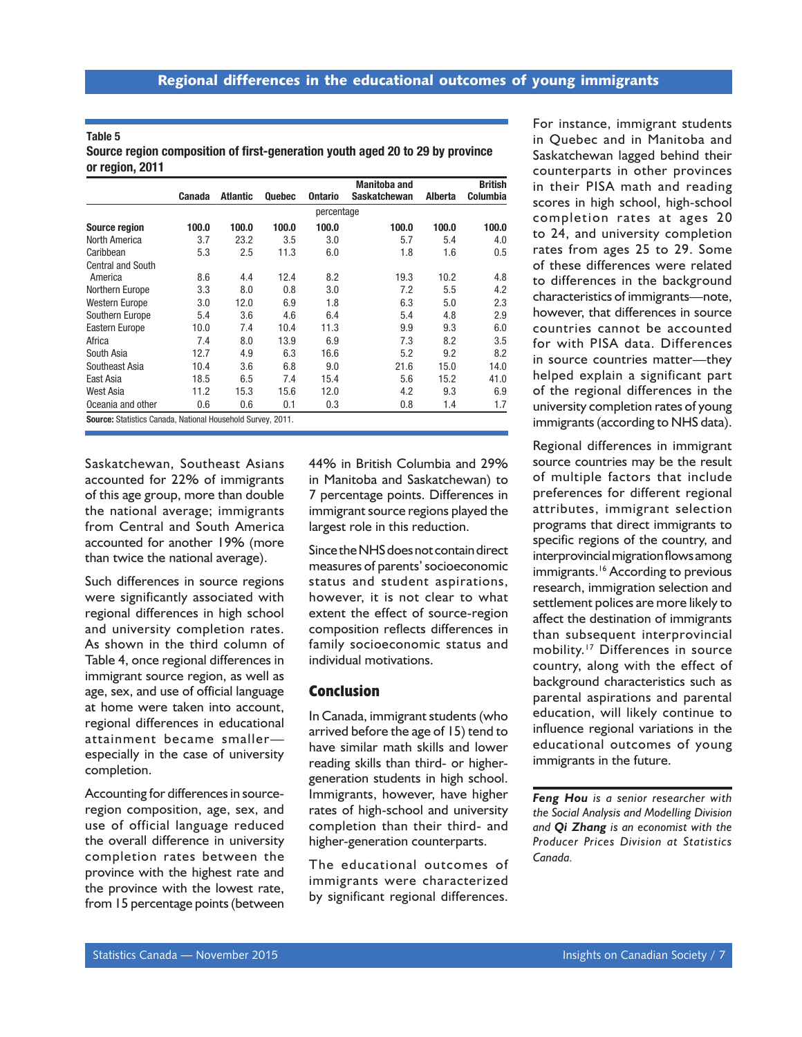**Table 5**
**Source region composition of first-generation youth aged 20 to 29 by province or region, 2011**

| | Canada | Atlantic | Quebec | Ontario | Manitoba and Saskatchewan | Alberta | British Columbia |
|---|---|---|---|---|---|---|---|
| | | | | percentage | | | |
| **Source region** | **100.0** | **100.0** | **100.0** | **100.0** | **100.0** | **100.0** | **100.0** |
| North America | 3.7 | 23.2 | 3.5 | 3.0 | 5.7 | 5.4 | 4.0 |
| Caribbean | 5.3 | 2.5 | 11.3 | 6.0 | 1.8 | 1.6 | 0.5 |
| Central and South America | 8.6 | 4.4 | 12.4 | 8.2 | 19.3 | 10.2 | 4.8 |
| Northern Europe | 3.3 | 8.0 | 0.8 | 3.0 | 7.2 | 5.5 | 4.2 |
| Western Europe | 3.0 | 12.0 | 6.9 | 1.8 | 6.3 | 5.0 | 2.3 |
| Southern Europe | 5.4 | 3.6 | 4.6 | 6.4 | 5.4 | 4.8 | 2.9 |
| Eastern Europe | 10.0 | 7.4 | 10.4 | 11.3 | 9.9 | 9.3 | 6.0 |
| Africa | 7.4 | 8.0 | 13.9 | 6.9 | 7.3 | 8.2 | 3.5 |
| South Asia | 12.7 | 4.9 | 6.3 | 16.6 | 5.2 | 9.2 | 8.2 |
| Southeast Asia | 10.4 | 3.6 | 6.8 | 9.0 | 21.6 | 15.0 | 14.0 |
| East Asia | 18.5 | 6.5 | 7.4 | 15.4 | 5.6 | 15.2 | 41.0 |
| West Asia | 11.2 | 15.3 | 15.6 | 12.0 | 4.2 | 9.3 | 6.9 |
| Oceania and other | 0.6 | 0.6 | 0.1 | 0.3 | 0.8 | 1.4 | 1.7 |

**Source:** Statistics Canada, National Household Survey, 2011.

Saskatchewan, Southeast Asians accounted for 22% of immigrants of this age group, more than double the national average; immigrants from Central and South America accounted for another 19% (more than twice the national average).

Such differences in source regions were significantly associated with regional differences in high school and university completion rates. As shown in the third column of Table 4, once regional differences in immigrant source region, as well as age, sex, and use of official language at home were taken into account, regional differences in educational attainment became smaller—especially in the case of university completion.

Accounting for differences in source-region composition, age, sex, and use of official language reduced the overall difference in university completion rates between the province with the highest rate and the province with the lowest rate, from 15 percentage points (between 44% in British Columbia and 29% in Manitoba and Saskatchewan) to 7 percentage points. Differences in immigrant source regions played the largest role in this reduction.

Since the NHS does not contain direct measures of parents' socioeconomic status and student aspirations, however, it is not clear to what extent the effect of source-region composition reflects differences in family socioeconomic status and individual motivations.

## Conclusion

In Canada, immigrant students (who arrived before the age of 15) tend to have similar math skills and lower reading skills than third- or higher-generation students in high school. Immigrants, however, have higher rates of high-school and university completion than their third- and higher-generation counterparts.

The educational outcomes of immigrants were characterized by significant regional differences. For instance, immigrant students in Quebec and in Manitoba and Saskatchewan lagged behind their counterparts in other provinces in their PISA math and reading scores in high school, high-school completion rates at ages 20 to 24, and university completion rates from ages 25 to 29. Some of these differences were related to differences in the background characteristics of immigrants—note, however, that differences in source countries cannot be accounted for with PISA data. Differences in source countries matter—they helped explain a significant part of the regional differences in the university completion rates of young immigrants (according to NHS data).

Regional differences in immigrant source countries may be the result of multiple factors that include preferences for different regional attributes, immigrant selection programs that direct immigrants to specific regions of the country, and interprovincial migration flows among immigrants.[16] According to previous research, immigration selection and settlement polices are more likely to affect the destination of immigrants than subsequent interprovincial mobility.[17] Differences in source country, along with the effect of background characteristics such as parental aspirations and parental education, will likely continue to influence regional variations in the educational outcomes of young immigrants in the future.

***Feng Hou** is a senior researcher with the Social Analysis and Modelling Division and **Qi Zhang** is an economist with the Producer Prices Division at Statistics Canada.*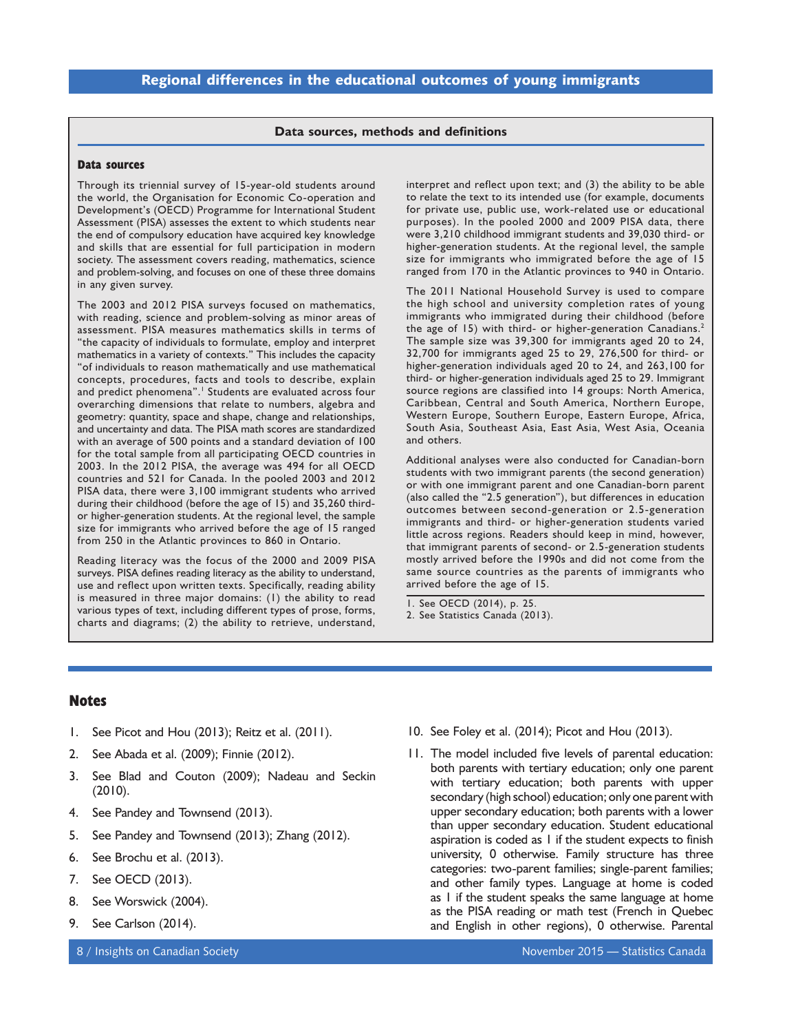## Data sources, methods and definitions

### Data sources

Through its triennial survey of 15-year-old students around the world, the Organisation for Economic Co-operation and Development's (OECD) Programme for International Student Assessment (PISA) assesses the extent to which students near the end of compulsory education have acquired key knowledge and skills that are essential for full participation in modern society. The assessment covers reading, mathematics, science and problem-solving, and focuses on one of these three domains in any given survey.

The 2003 and 2012 PISA surveys focused on mathematics, with reading, science and problem-solving as minor areas of assessment. PISA measures mathematics skills in terms of "the capacity of individuals to formulate, employ and interpret mathematics in a variety of contexts." This includes the capacity "of individuals to reason mathematically and use mathematical concepts, procedures, facts and tools to describe, explain and predict phenomena".[1] Students are evaluated across four overarching dimensions that relate to numbers, algebra and geometry: quantity, space and shape, change and relationships, and uncertainty and data. The PISA math scores are standardized with an average of 500 points and a standard deviation of 100 for the total sample from all participating OECD countries in 2003. In the 2012 PISA, the average was 494 for all OECD countries and 521 for Canada. In the pooled 2003 and 2012 PISA data, there were 3,100 immigrant students who arrived during their childhood (before the age of 15) and 35,260 third- or higher-generation students. At the regional level, the sample size for immigrants who arrived before the age of 15 ranged from 250 in the Atlantic provinces to 860 in Ontario.

Reading literacy was the focus of the 2000 and 2009 PISA surveys. PISA defines reading literacy as the ability to understand, use and reflect upon written texts. Specifically, reading ability is measured in three major domains: (1) the ability to read various types of text, including different types of prose, forms, charts and diagrams; (2) the ability to retrieve, understand, interpret and reflect upon text; and (3) the ability to be able to relate the text to its intended use (for example, documents for private use, public use, work-related use or educational purposes). In the pooled 2000 and 2009 PISA data, there were 3,210 childhood immigrant students and 39,030 third- or higher-generation students. At the regional level, the sample size for immigrants who immigrated before the age of 15 ranged from 170 in the Atlantic provinces to 940 in Ontario.

The 2011 National Household Survey is used to compare the high school and university completion rates of young immigrants who immigrated during their childhood (before the age of 15) with third- or higher-generation Canadians.[2] The sample size was 39,300 for immigrants aged 20 to 24, 32,700 for immigrants aged 25 to 29, 276,500 for third- or higher-generation individuals aged 20 to 24, and 263,100 for third- or higher-generation individuals aged 25 to 29. Immigrant source regions are classified into 14 groups: North America, Caribbean, Central and South America, Northern Europe, Western Europe, Southern Europe, Eastern Europe, Africa, South Asia, Southeast Asia, East Asia, West Asia, Oceania and others.

Additional analyses were also conducted for Canadian-born students with two immigrant parents (the second generation) or with one immigrant parent and one Canadian-born parent (also called the "2.5 generation"), but differences in education outcomes between second-generation or 2.5-generation immigrants and third- or higher-generation students varied little across regions. Readers should keep in mind, however, that immigrant parents of second- or 2.5-generation students mostly arrived before the 1990s and did not come from the same source countries as the parents of immigrants who arrived before the age of 15.

1. See OECD (2014), p. 25.
2. See Statistics Canada (2013).

## Notes

1. See Picot and Hou (2013); Reitz et al. (2011).
2. See Abada et al. (2009); Finnie (2012).
3. See Blad and Couton (2009); Nadeau and Seckin (2010).
4. See Pandey and Townsend (2013).
5. See Pandey and Townsend (2013); Zhang (2012).
6. See Brochu et al. (2013).
7. See OECD (2013).
8. See Worswick (2004).
9. See Carlson (2014).
10. See Foley et al. (2014); Picot and Hou (2013).
11. The model included five levels of parental education: both parents with tertiary education; only one parent with tertiary education; both parents with upper secondary (high school) education; only one parent with upper secondary education; both parents with a lower than upper secondary education. Student educational aspiration is coded as 1 if the student expects to finish university, 0 otherwise. Family structure has three categories: two-parent families; single-parent families; and other family types. Language at home is coded as 1 if the student speaks the same language at home as the PISA reading or math test (French in Quebec and English in other regions), 0 otherwise. Parental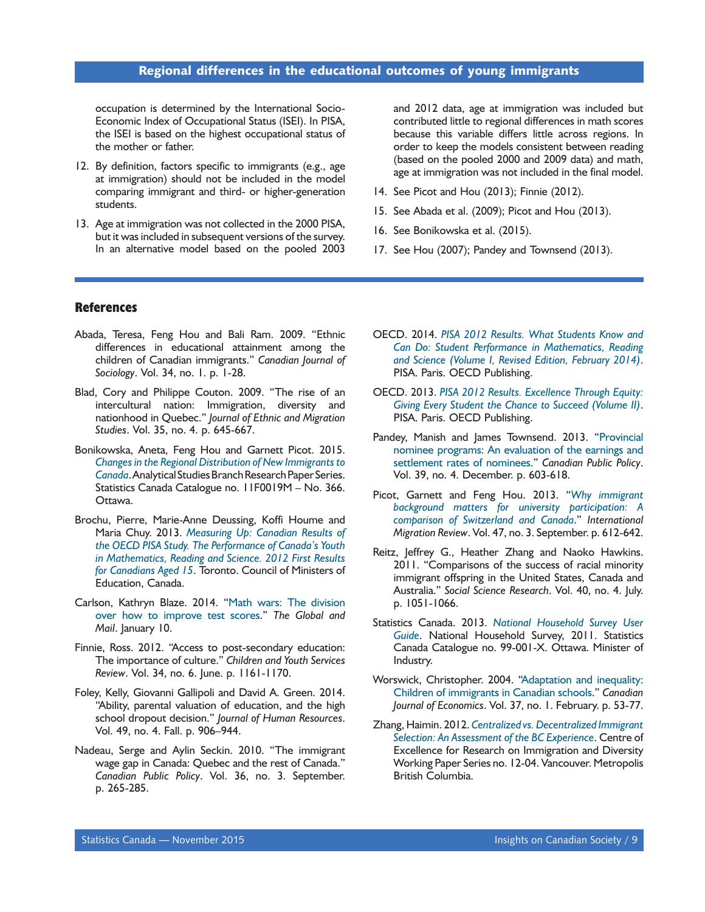occupation is determined by the International Socio-Economic Index of Occupational Status (ISEI). In PISA, the ISEI is based on the highest occupational status of the mother or father.

12. By definition, factors specific to immigrants (e.g., age at immigration) should not be included in the model comparing immigrant and third- or higher-generation students.
13. Age at immigration was not collected in the 2000 PISA, but it was included in subsequent versions of the survey. In an alternative model based on the pooled 2003 and 2012 data, age at immigration was included but contributed little to regional differences in math scores because this variable differs little across regions. In order to keep the models consistent between reading (based on the pooled 2000 and 2009 data) and math, age at immigration was not included in the final model.
14. See Picot and Hou (2013); Finnie (2012).
15. See Abada et al. (2009); Picot and Hou (2013).
16. See Bonikowska et al. (2015).
17. See Hou (2007); Pandey and Townsend (2013).

## References

Abada, Teresa, Feng Hou and Bali Ram. 2009. "Ethnic differences in educational attainment among the children of Canadian immigrants." *Canadian Journal of Sociology*. Vol. 34, no. 1. p. 1-28.

Blad, Cory and Philippe Couton. 2009. "The rise of an intercultural nation: Immigration, diversity and nationhood in Quebec." *Journal of Ethnic and Migration Studies*. Vol. 35, no. 4. p. 645-667.

Bonikowska, Aneta, Feng Hou and Garnett Picot. 2015. *Changes in the Regional Distribution of New Immigrants to Canada*. Analytical Studies Branch Research Paper Series. Statistics Canada Catalogue no. 11F0019M – No. 366. Ottawa.

Brochu, Pierre, Marie-Anne Deussing, Koffi Houme and Maria Chuy. 2013. *Measuring Up: Canadian Results of the OECD PISA Study. The Performance of Canada's Youth in Mathematics, Reading and Science. 2012 First Results for Canadians Aged 15*. Toronto. Council of Ministers of Education, Canada.

Carlson, Kathryn Blaze. 2014. "Math wars: The division over how to improve test scores." *The Global and Mail*. January 10.

Finnie, Ross. 2012. "Access to post-secondary education: The importance of culture." *Children and Youth Services Review*. Vol. 34, no. 6. June. p. 1161-1170.

Foley, Kelly, Giovanni Gallipoli and David A. Green. 2014. "Ability, parental valuation of education, and the high school dropout decision." *Journal of Human Resources*. Vol. 49, no. 4. Fall. p. 906–944.

Nadeau, Serge and Aylin Seckin. 2010. "The immigrant wage gap in Canada: Quebec and the rest of Canada." *Canadian Public Policy*. Vol. 36, no. 3. September. p. 265-285.

OECD. 2014. *PISA 2012 Results. What Students Know and Can Do: Student Performance in Mathematics, Reading and Science (Volume I, Revised Edition, February 2014)*. PISA. Paris. OECD Publishing.

OECD. 2013. *PISA 2012 Results. Excellence Through Equity: Giving Every Student the Chance to Succeed (Volume II)*. PISA. Paris. OECD Publishing.

Pandey, Manish and James Townsend. 2013. "Provincial nominee programs: An evaluation of the earnings and settlement rates of nominees." *Canadian Public Policy*. Vol. 39, no. 4. December. p. 603-618.

Picot, Garnett and Feng Hou. 2013. "*Why immigrant background matters for university participation: A comparison of Switzerland and Canada*." *International Migration Review*. Vol. 47, no. 3. September. p. 612-642.

Reitz, Jeffrey G., Heather Zhang and Naoko Hawkins. 2011. "Comparisons of the success of racial minority immigrant offspring in the United States, Canada and Australia." *Social Science Research*. Vol. 40, no. 4. July. p. 1051-1066.

Statistics Canada. 2013. *National Household Survey User Guide*. National Household Survey, 2011. Statistics Canada Catalogue no. 99-001-X. Ottawa. Minister of Industry.

Worswick, Christopher. 2004. "Adaptation and inequality: Children of immigrants in Canadian schools." *Canadian Journal of Economics*. Vol. 37, no. 1. February. p. 53-77.

Zhang, Haimin. 2012. *Centralized vs. Decentralized Immigrant Selection: An Assessment of the BC Experience*. Centre of Excellence for Research on Immigration and Diversity Working Paper Series no. 12-04. Vancouver. Metropolis British Columbia.